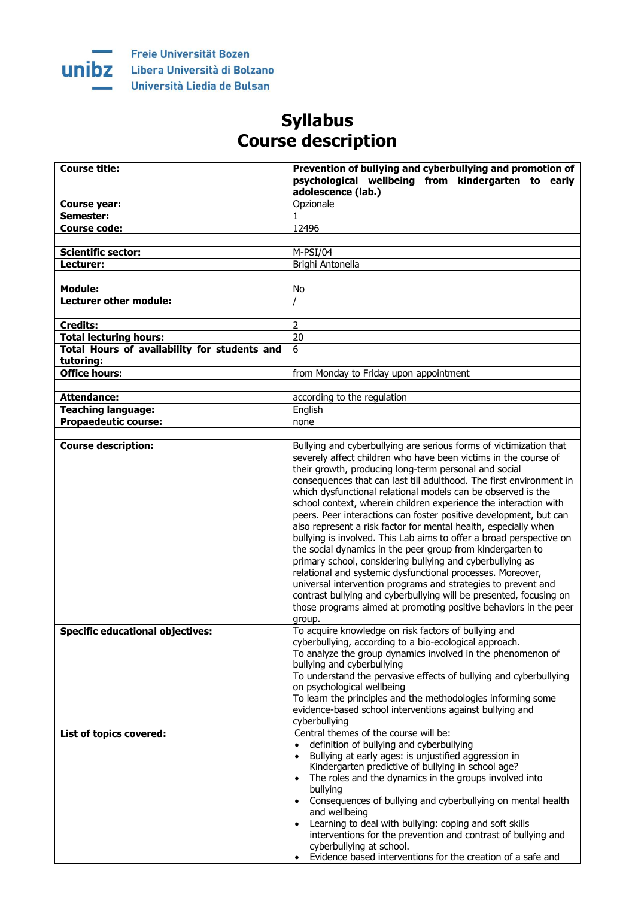Freie Universität Bozen
Libera Università di Bolzano
Università Liedia de Bulsan

# Syllabus
# Course description

| | |
|---|---|
| **Course title:** | **Prevention of bullying and cyberbullying and promotion of psychological wellbeing from kindergarten to early adolescence (lab.)** |
| **Course year:** | Opzionale |
| **Semester:** | 1 |
| **Course code:** | 12496 |
| | |
| **Scientific sector:** | M-PSI/04 |
| **Lecturer:** | Brighi Antonella |
| | |
| **Module:** | No |
| **Lecturer other module:** | / |
| | |
| **Credits:** | 2 |
| **Total lecturing hours:** | 20 |
| **Total Hours of availability for students and tutoring:** | 6 |
| **Office hours:** | from Monday to Friday upon appointment |
| | |
| **Attendance:** | according to the regulation |
| **Teaching language:** | English |
| **Propaedeutic course:** | none |
| | |
| **Course description:** | Bullying and cyberbullying are serious forms of victimization that severely affect children who have been victims in the course of their growth, producing long-term personal and social consequences that can last till adulthood. The first environment in which dysfunctional relational models can be observed is the school context, wherein children experience the interaction with peers. Peer interactions can foster positive development, but can also represent a risk factor for mental health, especially when bullying is involved. This Lab aims to offer a broad perspective on the social dynamics in the peer group from kindergarten to primary school, considering bullying and cyberbullying as relational and systemic dysfunctional processes. Moreover, universal intervention programs and strategies to prevent and contrast bullying and cyberbullying will be presented, focusing on those programs aimed at promoting positive behaviors in the peer group. |
| **Specific educational objectives:** | To acquire knowledge on risk factors of bullying and cyberbullying, according to a bio-ecological approach.<br>To analyze the group dynamics involved in the phenomenon of bullying and cyberbullying<br>To understand the pervasive effects of bullying and cyberbullying on psychological wellbeing<br>To learn the principles and the methodologies informing some evidence-based school interventions against bullying and cyberbullying |
| **List of topics covered:** | Central themes of the course will be:<br>• definition of bullying and cyberbullying<br>• Bullying at early ages: is unjustified aggression in Kindergarten predictive of bullying in school age?<br>• The roles and the dynamics in the groups involved into bullying<br>• Consequences of bullying and cyberbullying on mental health and wellbeing<br>• Learning to deal with bullying: coping and soft skills interventions for the prevention and contrast of bullying and cyberbullying at school.<br>• Evidence based interventions for the creation of a safe and |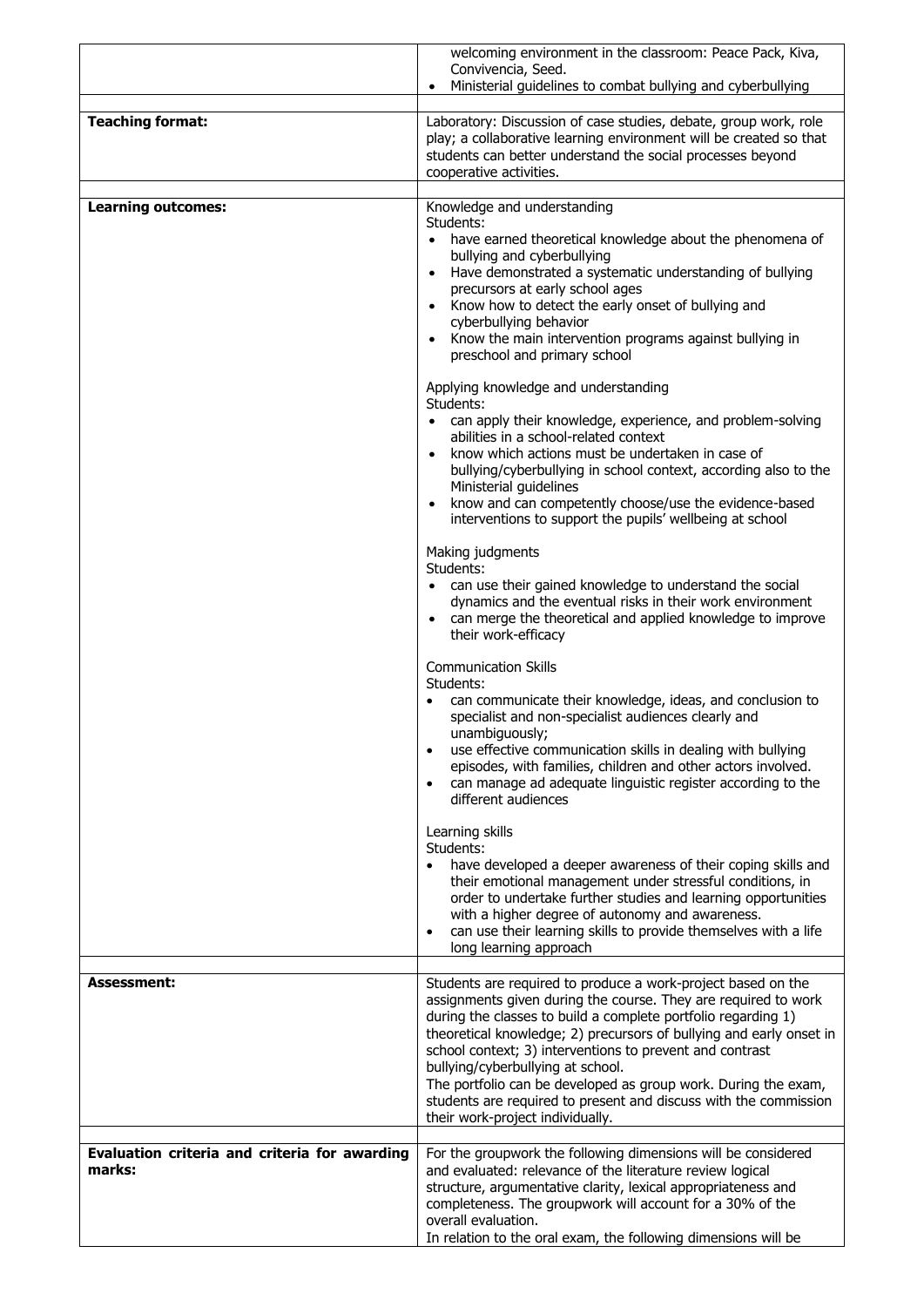| | |
|---|---|
| | welcoming environment in the classroom: Peace Pack, Kiva, Convivencia, Seed.<br>• Ministerial guidelines to combat bullying and cyberbullying |
| **Teaching format:** | Laboratory: Discussion of case studies, debate, group work, role play; a collaborative learning environment will be created so that students can better understand the social processes beyond cooperative activities. |
| **Learning outcomes:** | Knowledge and understanding<br>Students:<br>• have earned theoretical knowledge about the phenomena of bullying and cyberbullying<br>• Have demonstrated a systematic understanding of bullying precursors at early school ages<br>• Know how to detect the early onset of bullying and cyberbullying behavior<br>• Know the main intervention programs against bullying in preschool and primary school<br><br>Applying knowledge and understanding<br>Students:<br>• can apply their knowledge, experience, and problem-solving abilities in a school-related context<br>• know which actions must be undertaken in case of bullying/cyberbullying in school context, according also to the Ministerial guidelines<br>• know and can competently choose/use the evidence-based interventions to support the pupils' wellbeing at school<br><br>Making judgments<br>Students:<br>• can use their gained knowledge to understand the social dynamics and the eventual risks in their work environment<br>• can merge the theoretical and applied knowledge to improve their work-efficacy<br><br>Communication Skills<br>Students:<br>• can communicate their knowledge, ideas, and conclusion to specialist and non-specialist audiences clearly and unambiguously;<br>• use effective communication skills in dealing with bullying episodes, with families, children and other actors involved.<br>• can manage ad adequate linguistic register according to the different audiences<br><br>Learning skills<br>Students:<br>• have developed a deeper awareness of their coping skills and their emotional management under stressful conditions, in order to undertake further studies and learning opportunities with a higher degree of autonomy and awareness.<br>• can use their learning skills to provide themselves with a life long learning approach |
| **Assessment:** | Students are required to produce a work-project based on the assignments given during the course. They are required to work during the classes to build a complete portfolio regarding 1) theoretical knowledge; 2) precursors of bullying and early onset in school context; 3) interventions to prevent and contrast bullying/cyberbullying at school.<br>The portfolio can be developed as group work. During the exam, students are required to present and discuss with the commission their work-project individually. |
| **Evaluation criteria and criteria for awarding marks:** | For the groupwork the following dimensions will be considered and evaluated: relevance of the literature review logical structure, argumentative clarity, lexical appropriateness and completeness. The groupwork will account for a 30% of the overall evaluation.<br>In relation to the oral exam, the following dimensions will be |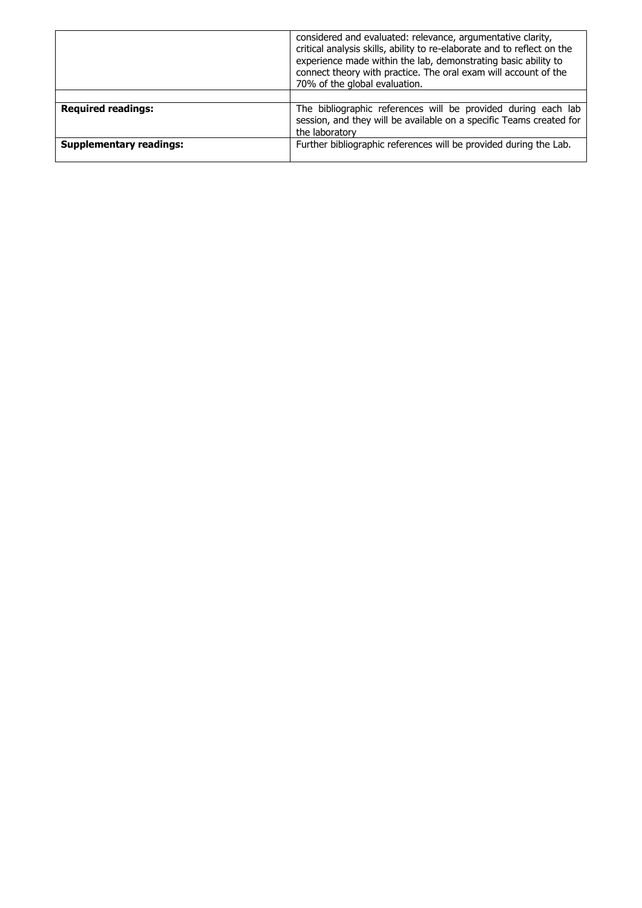| | |
|---|---|
| | considered and evaluated: relevance, argumentative clarity, critical analysis skills, ability to re-elaborate and to reflect on the experience made within the lab, demonstrating basic ability to connect theory with practice. The oral exam will account of the 70% of the global evaluation. |
| | |
| **Required readings:** | The bibliographic references will be provided during each lab session, and they will be available on a specific Teams created for the laboratory |
| **Supplementary readings:** | Further bibliographic references will be provided during the Lab. |